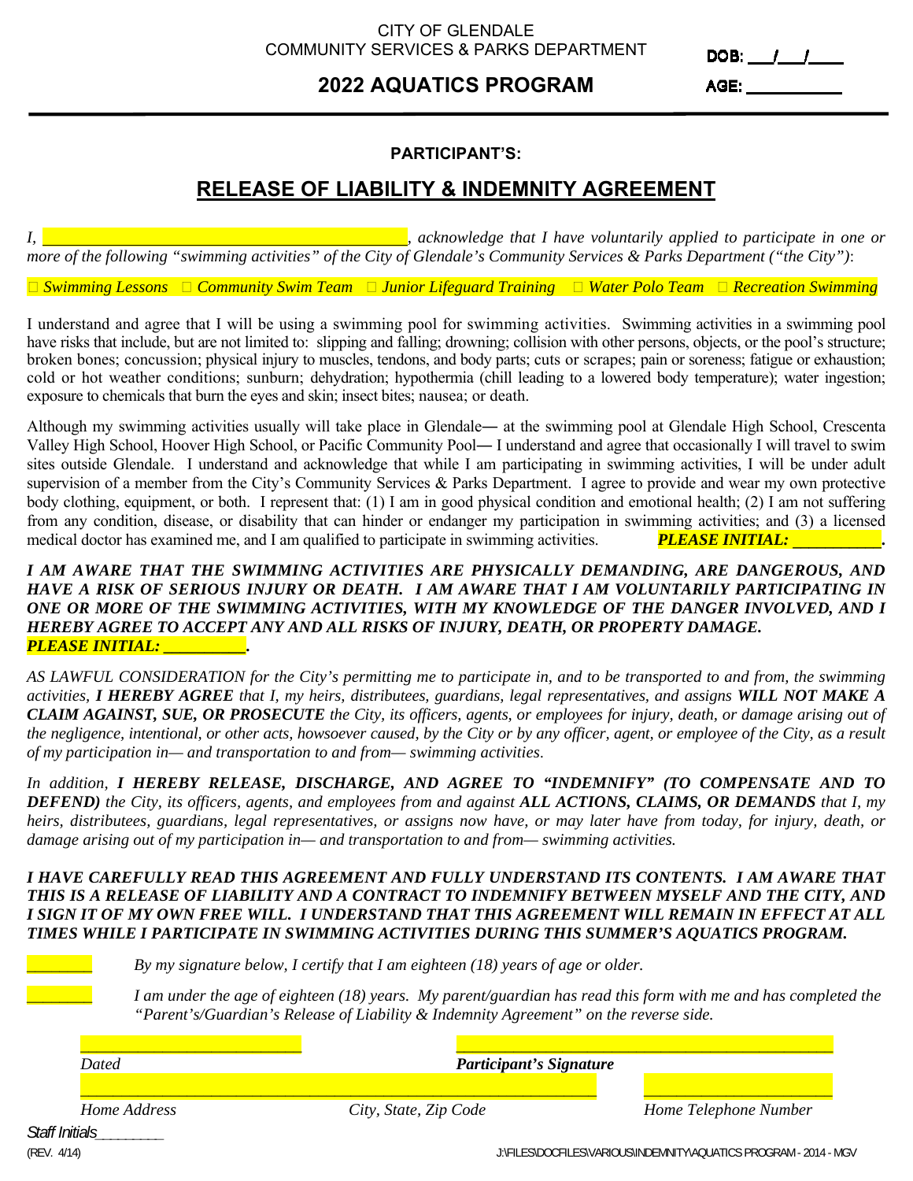CITY OF GLENDALE
COMMUNITY SERVICES & PARKS DEPARTMENT

DOB: ___/___/____

## 2022 AQUATICS PROGRAM

AGE: __________

**PARTICIPANT'S:**

# RELEASE OF LIABILITY & INDEMNITY AGREEMENT

*I, ____________________________________________, acknowledge that I have voluntarily applied to participate in one or more of the following "swimming activities" of the City of Glendale's Community Services & Parks Department ("the City"):*

☐ *Swimming Lessons* ☐ *Community Swim Team* ☐ *Junior Lifeguard Training* ☐ *Water Polo Team* ☐ *Recreation Swimming*

I understand and agree that I will be using a swimming pool for swimming activities. Swimming activities in a swimming pool have risks that include, but are not limited to: slipping and falling; drowning; collision with other persons, objects, or the pool's structure; broken bones; concussion; physical injury to muscles, tendons, and body parts; cuts or scrapes; pain or soreness; fatigue or exhaustion; cold or hot weather conditions; sunburn; dehydration; hypothermia (chill leading to a lowered body temperature); water ingestion; exposure to chemicals that burn the eyes and skin; insect bites; nausea; or death.

Although my swimming activities usually will take place in Glendale— at the swimming pool at Glendale High School, Crescenta Valley High School, Hoover High School, or Pacific Community Pool— I understand and agree that occasionally I will travel to swim sites outside Glendale. I understand and acknowledge that while I am participating in swimming activities, I will be under adult supervision of a member from the City's Community Services & Parks Department. I agree to provide and wear my own protective body clothing, equipment, or both. I represent that: (1) I am in good physical condition and emotional health; (2) I am not suffering from any condition, disease, or disability that can hinder or endanger my participation in swimming activities; and (3) a licensed medical doctor has examined me, and I am qualified to participate in swimming activities. ***PLEASE INITIAL: __________.***

***I AM AWARE THAT THE SWIMMING ACTIVITIES ARE PHYSICALLY DEMANDING, ARE DANGEROUS, AND HAVE A RISK OF SERIOUS INJURY OR DEATH. I AM AWARE THAT I AM VOLUNTARILY PARTICIPATING IN ONE OR MORE OF THE SWIMMING ACTIVITIES, WITH MY KNOWLEDGE OF THE DANGER INVOLVED, AND I HEREBY AGREE TO ACCEPT ANY AND ALL RISKS OF INJURY, DEATH, OR PROPERTY DAMAGE.***
***PLEASE INITIAL: __________.***

*AS LAWFUL CONSIDERATION for the City's permitting me to participate in, and to be transported to and from, the swimming activities,* ***I HEREBY AGREE*** *that I, my heirs, distributees, guardians, legal representatives, and assigns* ***WILL NOT MAKE A CLAIM AGAINST, SUE, OR PROSECUTE*** *the City, its officers, agents, or employees for injury, death, or damage arising out of the negligence, intentional, or other acts, howsoever caused, by the City or by any officer, agent, or employee of the City, as a result of my participation in— and transportation to and from— swimming activities.*

*In addition,* ***I HEREBY RELEASE, DISCHARGE, AND AGREE TO "INDEMNIFY" (TO COMPENSATE AND TO DEFEND)*** *the City, its officers, agents, and employees from and against* ***ALL ACTIONS, CLAIMS, OR DEMANDS*** *that I, my heirs, distributees, guardians, legal representatives, or assigns now have, or may later have from today, for injury, death, or damage arising out of my participation in— and transportation to and from— swimming activities.*

***I HAVE CAREFULLY READ THIS AGREEMENT AND FULLY UNDERSTAND ITS CONTENTS. I AM AWARE THAT THIS IS A RELEASE OF LIABILITY AND A CONTRACT TO INDEMNIFY BETWEEN MYSELF AND THE CITY, AND I SIGN IT OF MY OWN FREE WILL. I UNDERSTAND THAT THIS AGREEMENT WILL REMAIN IN EFFECT AT ALL TIMES WHILE I PARTICIPATE IN SWIMMING ACTIVITIES DURING THIS SUMMER'S AQUATICS PROGRAM.***

________ *By my signature below, I certify that I am eighteen (18) years of age or older.*

________ *I am under the age of eighteen (18) years. My parent/guardian has read this form with me and has completed the "Parent's/Guardian's Release of Liability & Indemnity Agreement" on the reverse side.*

_________________________ *Dated*  _________________________________________ ***Participant's Signature***

_________________________ *Home Address* *City, State, Zip Code*  _________________________ *Home Telephone Number*

*Staff Initials*________

(REV. 4/14)

J:\FILES\DOCFILES\VARIOUS\INDEMNITY\AQUATICS PROGRAM - 2014 - MGV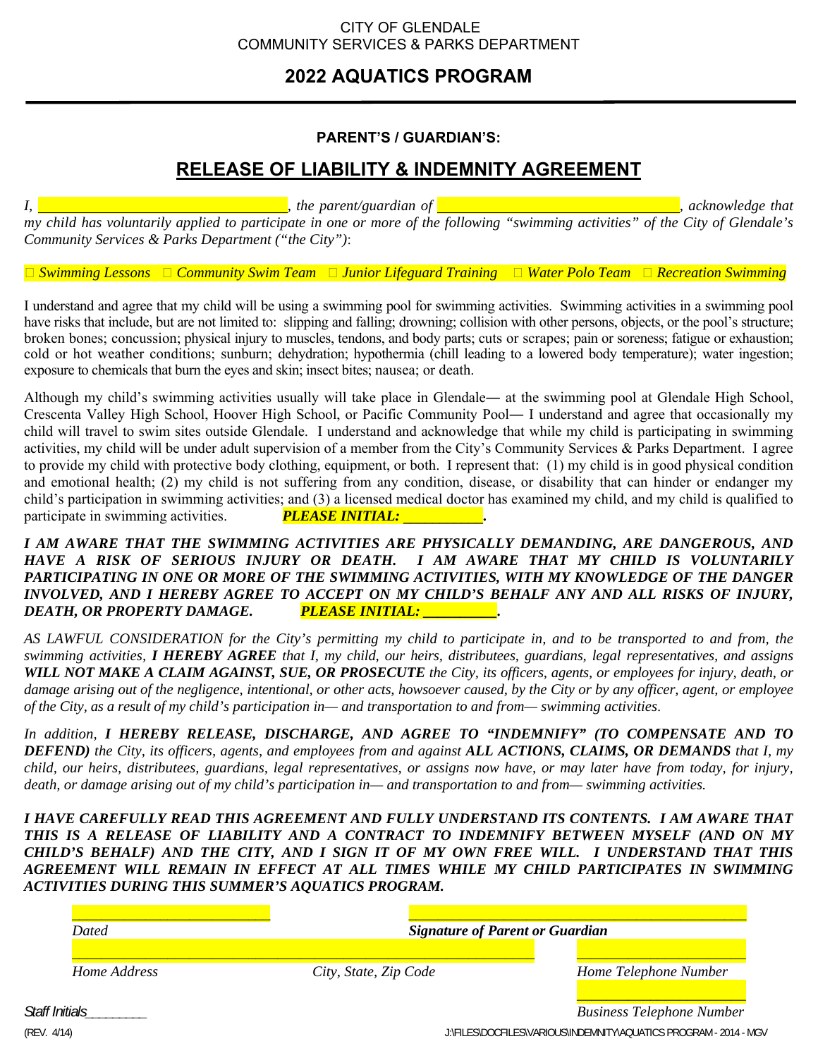CITY OF GLENDALE
COMMUNITY SERVICES & PARKS DEPARTMENT

# 2022 AQUATICS PROGRAM

### PARENT'S / GUARDIAN'S:

## RELEASE OF LIABILITY & INDEMNITY AGREEMENT

*I, ________________________________, the parent/guardian of ________________________________, acknowledge that my child has voluntarily applied to participate in one or more of the following "swimming activities" of the City of Glendale's Community Services & Parks Department ("the City"):*

☐ *Swimming Lessons* ☐ *Community Swim Team* ☐ *Junior Lifeguard Training* ☐ *Water Polo Team* ☐ *Recreation Swimming*

I understand and agree that my child will be using a swimming pool for swimming activities. Swimming activities in a swimming pool have risks that include, but are not limited to: slipping and falling; drowning; collision with other persons, objects, or the pool's structure; broken bones; concussion; physical injury to muscles, tendons, and body parts; cuts or scrapes; pain or soreness; fatigue or exhaustion; cold or hot weather conditions; sunburn; dehydration; hypothermia (chill leading to a lowered body temperature); water ingestion; exposure to chemicals that burn the eyes and skin; insect bites; nausea; or death.

Although my child's swimming activities usually will take place in Glendale— at the swimming pool at Glendale High School, Crescenta Valley High School, Hoover High School, or Pacific Community Pool— I understand and agree that occasionally my child will travel to swim sites outside Glendale. I understand and acknowledge that while my child is participating in swimming activities, my child will be under adult supervision of a member from the City's Community Services & Parks Department. I agree to provide my child with protective body clothing, equipment, or both. I represent that: (1) my child is in good physical condition and emotional health; (2) my child is not suffering from any condition, disease, or disability that can hinder or endanger my child's participation in swimming activities; and (3) a licensed medical doctor has examined my child, and my child is qualified to participate in swimming activities. ***PLEASE INITIAL: __________.***

***I AM AWARE THAT THE SWIMMING ACTIVITIES ARE PHYSICALLY DEMANDING, ARE DANGEROUS, AND HAVE A RISK OF SERIOUS INJURY OR DEATH. I AM AWARE THAT MY CHILD IS VOLUNTARILY PARTICIPATING IN ONE OR MORE OF THE SWIMMING ACTIVITIES, WITH MY KNOWLEDGE OF THE DANGER INVOLVED, AND I HEREBY AGREE TO ACCEPT ON MY CHILD'S BEHALF ANY AND ALL RISKS OF INJURY, DEATH, OR PROPERTY DAMAGE. PLEASE INITIAL: __________.***

*AS LAWFUL CONSIDERATION for the City's permitting my child to participate in, and to be transported to and from, the swimming activities,* ***I HEREBY AGREE*** *that I, my child, our heirs, distributees, guardians, legal representatives, and assigns* ***WILL NOT MAKE A CLAIM AGAINST, SUE, OR PROSECUTE*** *the City, its officers, agents, or employees for injury, death, or damage arising out of the negligence, intentional, or other acts, howsoever caused, by the City or by any officer, agent, or employee of the City, as a result of my child's participation in— and transportation to and from— swimming activities.*

*In addition,* ***I HEREBY RELEASE, DISCHARGE, AND AGREE TO "INDEMNIFY" (TO COMPENSATE AND TO DEFEND)*** *the City, its officers, agents, and employees from and against* ***ALL ACTIONS, CLAIMS, OR DEMANDS*** *that I, my child, our heirs, distributees, guardians, legal representatives, or assigns now have, or may later have from today, for injury, death, or damage arising out of my child's participation in— and transportation to and from— swimming activities.*

***I HAVE CAREFULLY READ THIS AGREEMENT AND FULLY UNDERSTAND ITS CONTENTS. I AM AWARE THAT THIS IS A RELEASE OF LIABILITY AND A CONTRACT TO INDEMNIFY BETWEEN MYSELF (AND ON MY CHILD'S BEHALF) AND THE CITY, AND I SIGN IT OF MY OWN FREE WILL. I UNDERSTAND THAT THIS AGREEMENT WILL REMAIN IN EFFECT AT ALL TIMES WHILE MY CHILD PARTICIPATES IN SWIMMING ACTIVITIES DURING THIS SUMMER'S AQUATICS PROGRAM.***

__________________________ &nbsp;&nbsp;&nbsp;&nbsp; ________________________________________
*Dated* &nbsp;&nbsp;&nbsp;&nbsp; ***Signature of Parent or Guardian***

____________________________________________________ &nbsp;&nbsp;&nbsp;&nbsp; ______________________
*Home Address* &nbsp;&nbsp;&nbsp;&nbsp; *City, State, Zip Code* &nbsp;&nbsp;&nbsp;&nbsp; *Home Telephone Number*

______________________
*Business Telephone Number*

*Staff Initials*________

(REV. 4/14) J:\FILES\DOCFILES\VARIOUS\INDEMNITY\AQUATICS PROGRAM - 2014 - MGV